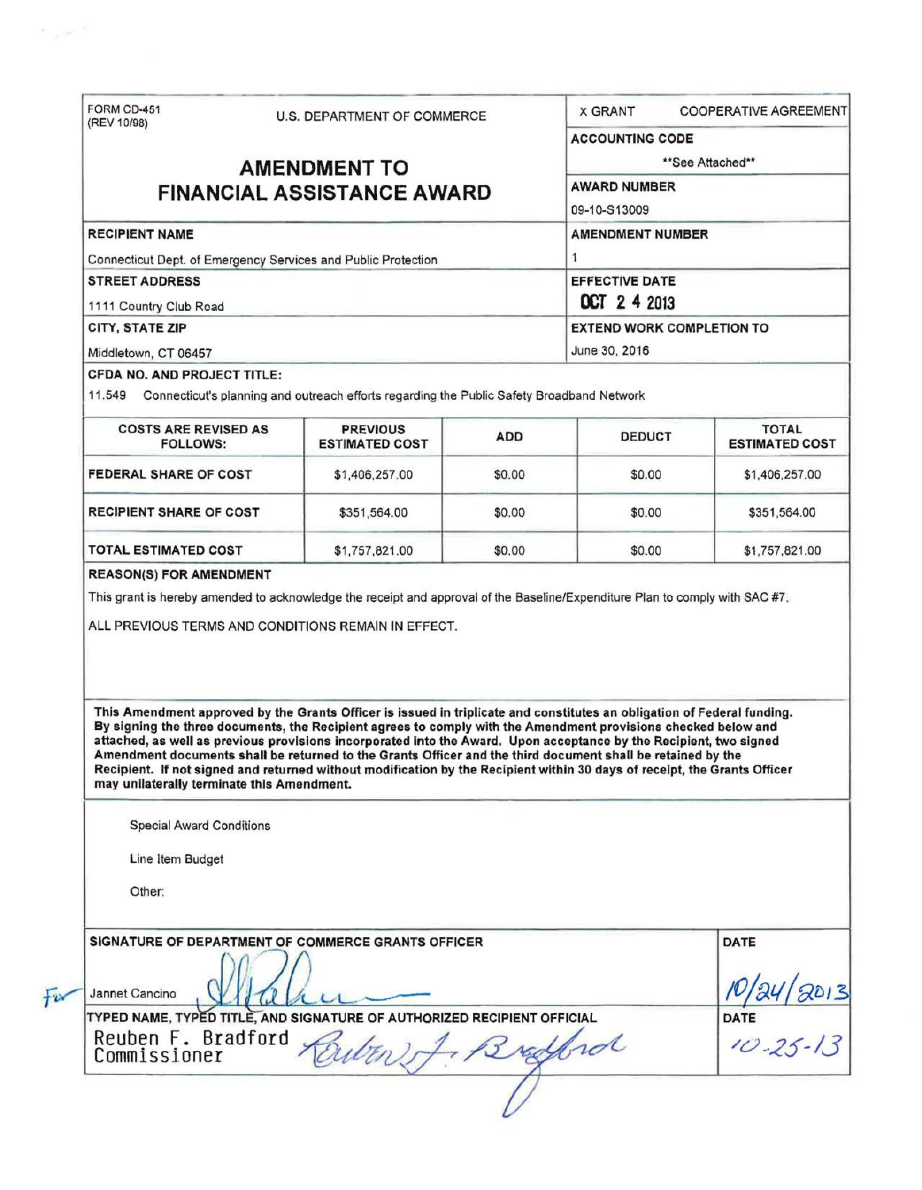FORM CD-451
(REV 10/98)

U.S. DEPARTMENT OF COMMERCE

# AMENDMENT TO FINANCIAL ASSISTANCE AWARD

X GRANT    COOPERATIVE AGREEMENT

**ACCOUNTING CODE**

**See Attached**

**AWARD NUMBER**

09-10-S13009

**RECIPIENT NAME**

Connecticut Dept. of Emergency Services and Public Protection

**AMENDMENT NUMBER**

1

**STREET ADDRESS**

1111 Country Club Road

**EFFECTIVE DATE**

OCT 24 2013

**CITY, STATE ZIP**

Middletown, CT 06457

**EXTEND WORK COMPLETION TO**

June 30, 2016

**CFDA NO. AND PROJECT TITLE:**

11.549 Connecticut's planning and outreach efforts regarding the Public Safety Broadband Network

| COSTS ARE REVISED AS FOLLOWS: | PREVIOUS ESTIMATED COST | ADD | DEDUCT | TOTAL ESTIMATED COST |
|---|---|---|---|---|
| FEDERAL SHARE OF COST | $1,406,257.00 | $0.00 | $0.00 | $1,406,257.00 |
| RECIPIENT SHARE OF COST | $351,564.00 | $0.00 | $0.00 | $351,564.00 |
| TOTAL ESTIMATED COST | $1,757,821.00 | $0.00 | $0.00 | $1,757,821.00 |

**REASON(S) FOR AMENDMENT**

This grant is hereby amended to acknowledge the receipt and approval of the Baseline/Expenditure Plan to comply with SAC #7.

ALL PREVIOUS TERMS AND CONDITIONS REMAIN IN EFFECT.

**This Amendment approved by the Grants Officer is issued in triplicate and constitutes an obligation of Federal funding. By signing the three documents, the Recipient agrees to comply with the Amendment provisions checked below and attached, as well as previous provisions incorporated into the Award. Upon acceptance by the Recipient, two signed Amendment documents shall be returned to the Grants Officer and the third document shall be retained by the Recipient. If not signed and returned without modification by the Recipient within 30 days of receipt, the Grants Officer may unilaterally terminate this Amendment.**

Special Award Conditions

Line Item Budget

Other:

**SIGNATURE OF DEPARTMENT OF COMMERCE GRANTS OFFICER**

For Jannet Cancino

**DATE**

10/24/2013

**TYPED NAME, TYPED TITLE, AND SIGNATURE OF AUTHORIZED RECIPIENT OFFICIAL**

Reuben F. Bradford
Commissioner

**DATE**

10-25-13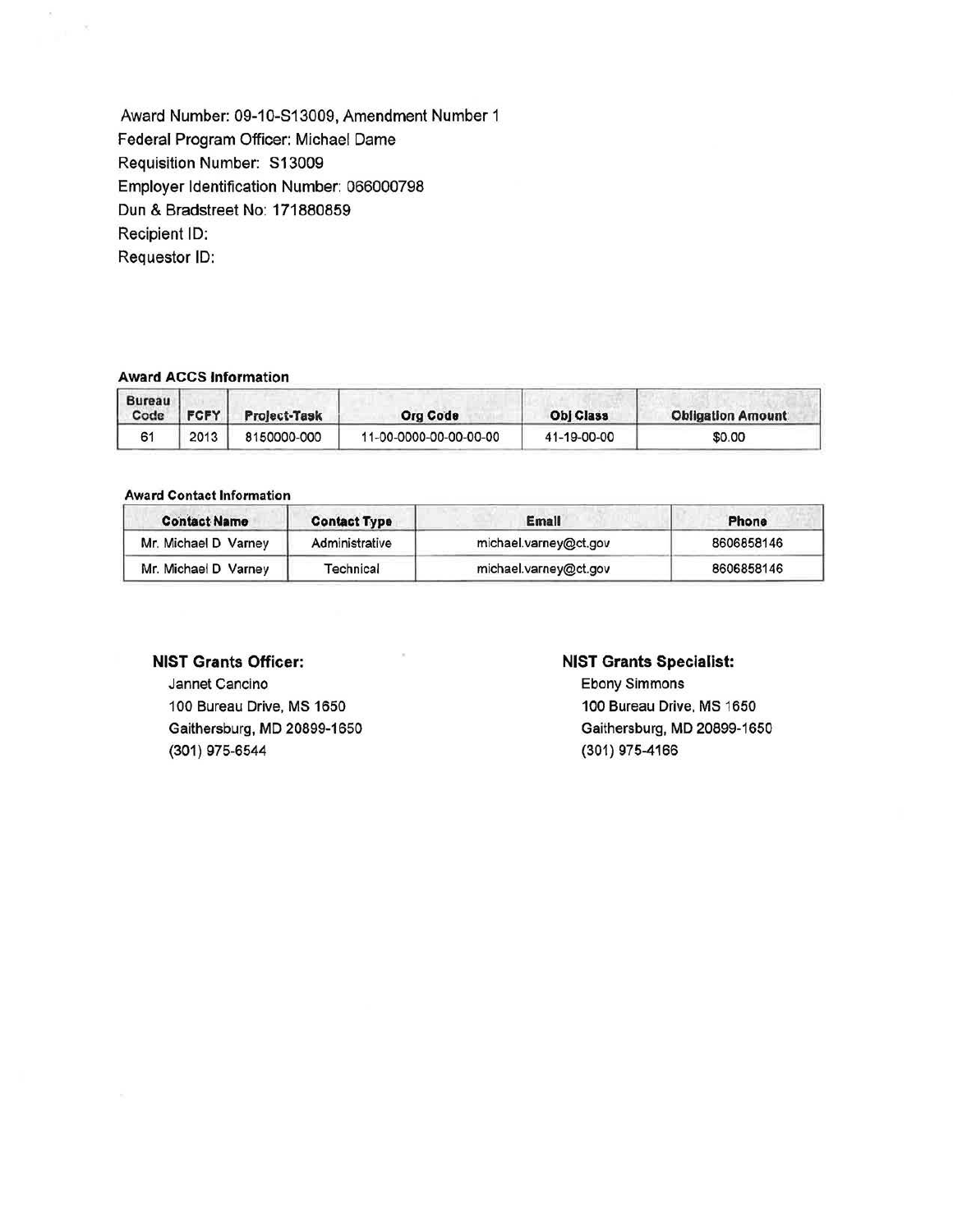Award Number: 09-10-S13009, Amendment Number 1
Federal Program Officer: Michael Dame
Requisition Number: S13009
Employer Identification Number: 066000798
Dun & Bradstreet No: 171880859
Recipient ID:
Requestor ID:

**Award ACCS Information**

| Bureau Code | FCFY | Project-Task | Org Code | Obj Class | Obligation Amount |
|---|---|---|---|---|---|
| 61 | 2013 | 8150000-000 | 11-00-0000-00-00-00-00 | 41-19-00-00 | $0.00 |

**Award Contact Information**

| Contact Name | Contact Type | Email | Phone |
|---|---|---|---|
| Mr. Michael D Varney | Administrative | michael.varney@ct.gov | 8606858146 |
| Mr. Michael D Varney | Technical | michael.varney@ct.gov | 8606858146 |

**NIST Grants Officer:**
Jannet Cancino
100 Bureau Drive, MS 1650
Gaithersburg, MD 20899-1650
(301) 975-6544

**NIST Grants Specialist:**
Ebony Simmons
100 Bureau Drive, MS 1650
Gaithersburg, MD 20899-1650
(301) 975-4166